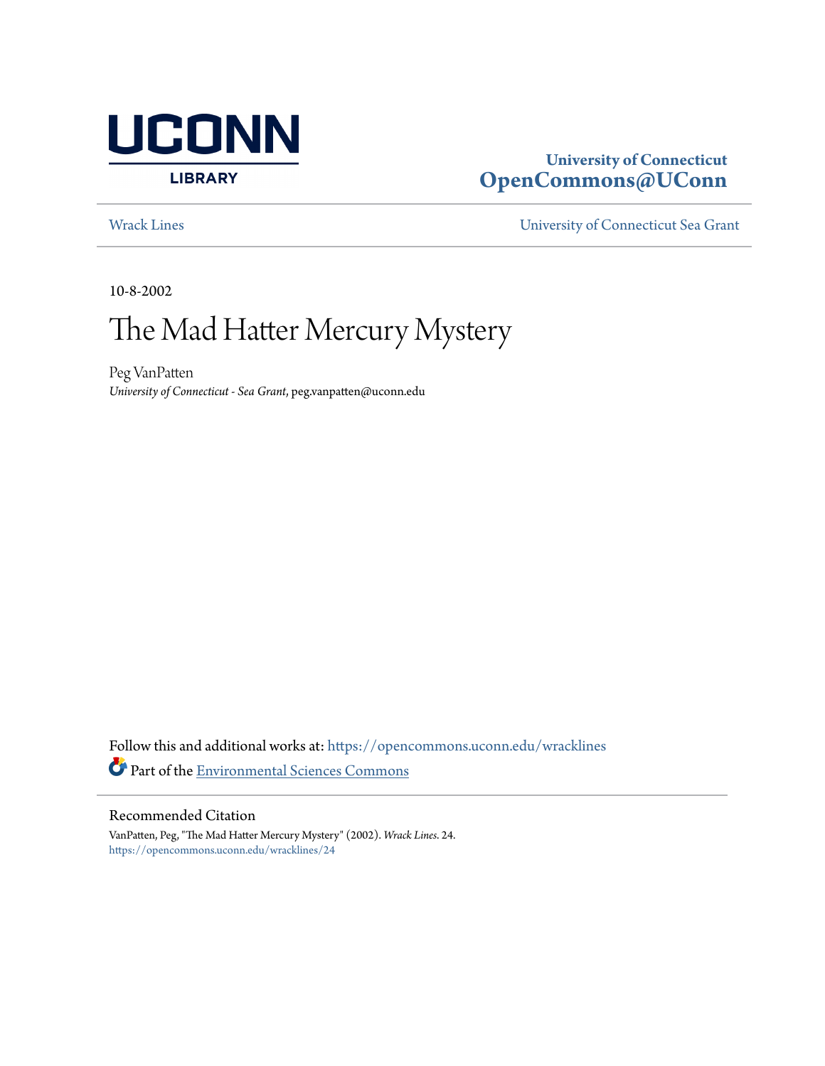UCONN LIBRARY

**University of Connecticut**
**OpenCommons@UConn**

Wrack Lines — University of Connecticut Sea Grant

10-8-2002

# The Mad Hatter Mercury Mystery

Peg VanPatten
*University of Connecticut - Sea Grant*, peg.vanpatten@uconn.edu

Follow this and additional works at: https://opencommons.uconn.edu/wracklines

Part of the Environmental Sciences Commons

## Recommended Citation

VanPatten, Peg, "The Mad Hatter Mercury Mystery" (2002). *Wrack Lines*. 24.
https://opencommons.uconn.edu/wracklines/24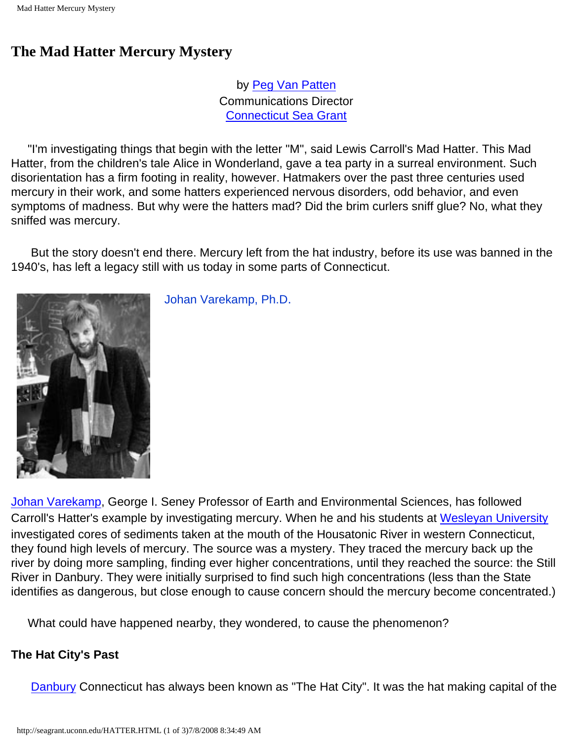# The Mad Hatter Mercury Mystery

by Peg Van Patten
Communications Director
Connecticut Sea Grant

"I'm investigating things that begin with the letter "M", said Lewis Carroll's Mad Hatter. This Mad Hatter, from the children's tale Alice in Wonderland, gave a tea party in a surreal environment. Such disorientation has a firm footing in reality, however. Hatmakers over the past three centuries used mercury in their work, and some hatters experienced nervous disorders, odd behavior, and even symptoms of madness. But why were the hatters mad? Did the brim curlers sniff glue? No, what they sniffed was mercury.

But the story doesn't end there. Mercury left from the hat industry, before its use was banned in the 1940's, has left a legacy still with us today in some parts of Connecticut.

Johan Varekamp, Ph.D.

Johan Varekamp, George I. Seney Professor of Earth and Environmental Sciences, has followed Carroll's Hatter's example by investigating mercury. When he and his students at Wesleyan University investigated cores of sediments taken at the mouth of the Housatonic River in western Connecticut, they found high levels of mercury. The source was a mystery. They traced the mercury back up the river by doing more sampling, finding ever higher concentrations, until they reached the source: the Still River in Danbury. They were initially surprised to find such high concentrations (less than the State identifies as dangerous, but close enough to cause concern should the mercury become concentrated.)

What could have happened nearby, they wondered, to cause the phenomenon?

**The Hat City's Past**

Danbury Connecticut has always been known as "The Hat City". It was the hat making capital of the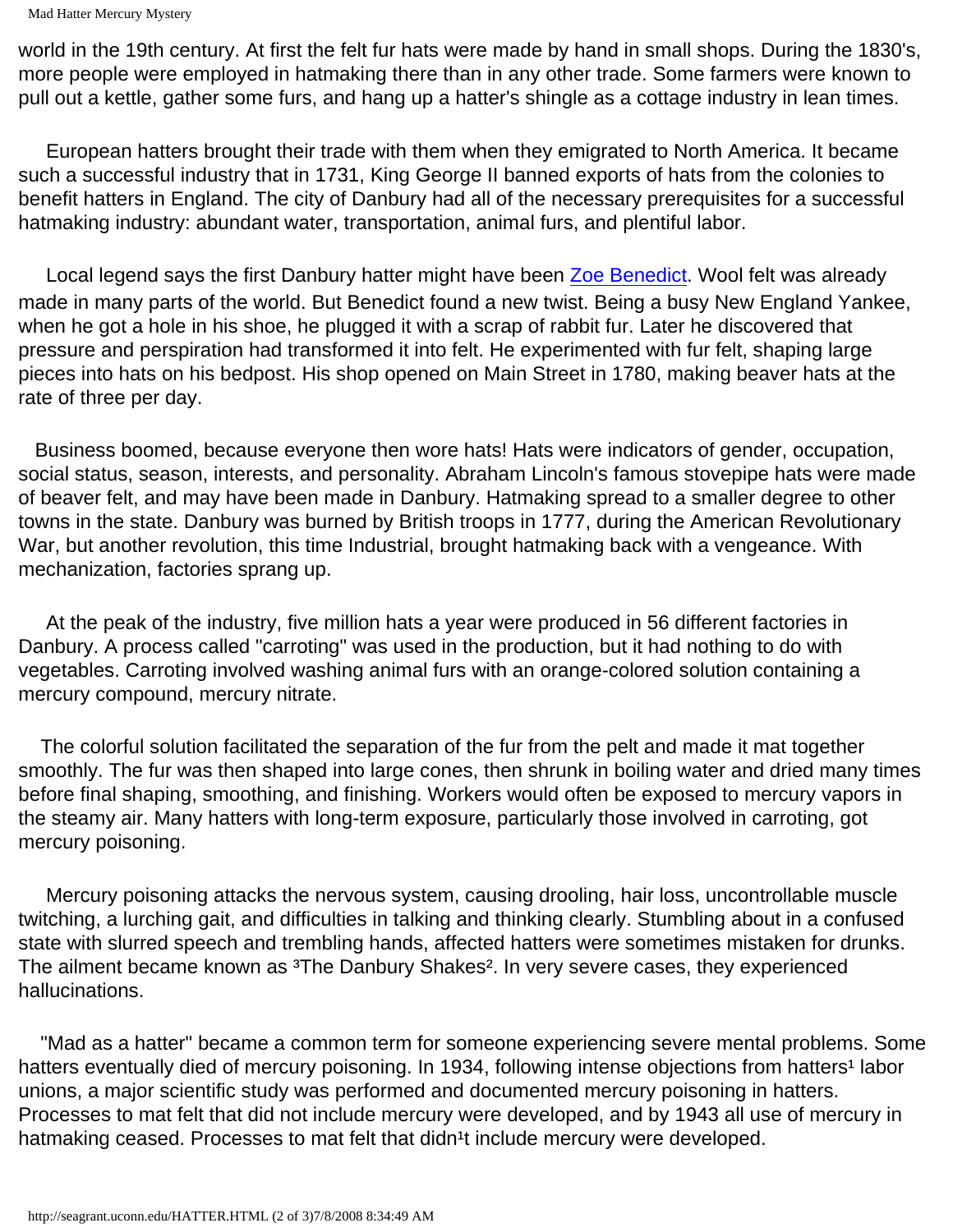world in the 19th century. At first the felt fur hats were made by hand in small shops. During the 1830's, more people were employed in hatmaking there than in any other trade. Some farmers were known to pull out a kettle, gather some furs, and hang up a hatter's shingle as a cottage industry in lean times.

European hatters brought their trade with them when they emigrated to North America. It became such a successful industry that in 1731, King George II banned exports of hats from the colonies to benefit hatters in England. The city of Danbury had all of the necessary prerequisites for a successful hatmaking industry: abundant water, transportation, animal furs, and plentiful labor.

Local legend says the first Danbury hatter might have been Zoe Benedict. Wool felt was already made in many parts of the world. But Benedict found a new twist. Being a busy New England Yankee, when he got a hole in his shoe, he plugged it with a scrap of rabbit fur. Later he discovered that pressure and perspiration had transformed it into felt. He experimented with fur felt, shaping large pieces into hats on his bedpost. His shop opened on Main Street in 1780, making beaver hats at the rate of three per day.

Business boomed, because everyone then wore hats! Hats were indicators of gender, occupation, social status, season, interests, and personality. Abraham Lincoln's famous stovepipe hats were made of beaver felt, and may have been made in Danbury. Hatmaking spread to a smaller degree to other towns in the state. Danbury was burned by British troops in 1777, during the American Revolutionary War, but another revolution, this time Industrial, brought hatmaking back with a vengeance. With mechanization, factories sprang up.

At the peak of the industry, five million hats a year were produced in 56 different factories in Danbury. A process called "carroting" was used in the production, but it had nothing to do with vegetables. Carroting involved washing animal furs with an orange-colored solution containing a mercury compound, mercury nitrate.

The colorful solution facilitated the separation of the fur from the pelt and made it mat together smoothly. The fur was then shaped into large cones, then shrunk in boiling water and dried many times before final shaping, smoothing, and finishing. Workers would often be exposed to mercury vapors in the steamy air. Many hatters with long-term exposure, particularly those involved in carroting, got mercury poisoning.

Mercury poisoning attacks the nervous system, causing drooling, hair loss, uncontrollable muscle twitching, a lurching gait, and difficulties in talking and thinking clearly. Stumbling about in a confused state with slurred speech and trembling hands, affected hatters were sometimes mistaken for drunks. The ailment became known as ³The Danbury Shakes². In very severe cases, they experienced hallucinations.

"Mad as a hatter" became a common term for someone experiencing severe mental problems. Some hatters eventually died of mercury poisoning. In 1934, following intense objections from hatters¹ labor unions, a major scientific study was performed and documented mercury poisoning in hatters. Processes to mat felt that did not include mercury were developed, and by 1943 all use of mercury in hatmaking ceased. Processes to mat felt that didn¹t include mercury were developed.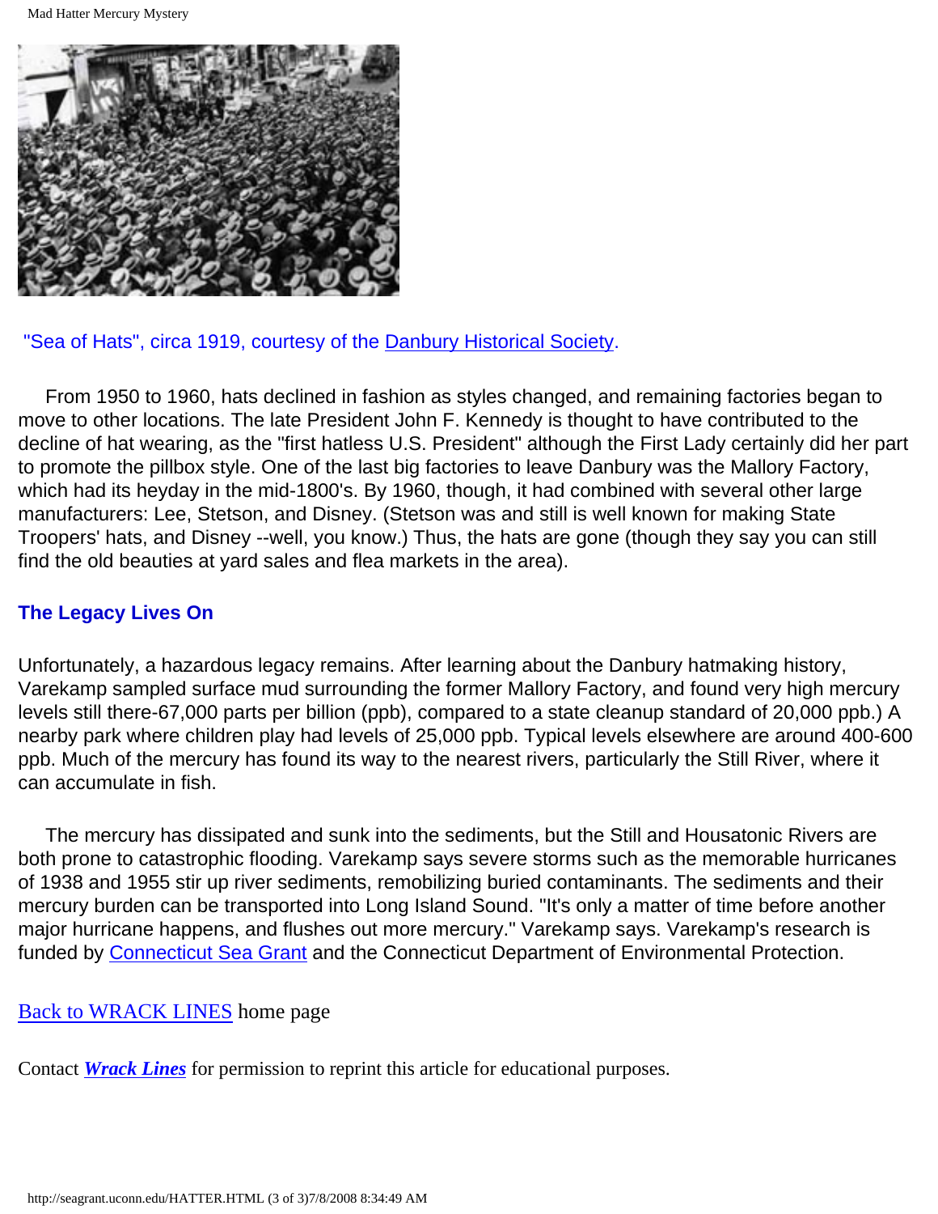"Sea of Hats", circa 1919, courtesy of the Danbury Historical Society.

From 1950 to 1960, hats declined in fashion as styles changed, and remaining factories began to move to other locations. The late President John F. Kennedy is thought to have contributed to the decline of hat wearing, as the "first hatless U.S. President" although the First Lady certainly did her part to promote the pillbox style. One of the last big factories to leave Danbury was the Mallory Factory, which had its heyday in the mid-1800's. By 1960, though, it had combined with several other large manufacturers: Lee, Stetson, and Disney. (Stetson was and still is well known for making State Troopers' hats, and Disney --well, you know.) Thus, the hats are gone (though they say you can still find the old beauties at yard sales and flea markets in the area).

### The Legacy Lives On

Unfortunately, a hazardous legacy remains. After learning about the Danbury hatmaking history, Varekamp sampled surface mud surrounding the former Mallory Factory, and found very high mercury levels still there-67,000 parts per billion (ppb), compared to a state cleanup standard of 20,000 ppb.) A nearby park where children play had levels of 25,000 ppb. Typical levels elsewhere are around 400-600 ppb. Much of the mercury has found its way to the nearest rivers, particularly the Still River, where it can accumulate in fish.

The mercury has dissipated and sunk into the sediments, but the Still and Housatonic Rivers are both prone to catastrophic flooding. Varekamp says severe storms such as the memorable hurricanes of 1938 and 1955 stir up river sediments, remobilizing buried contaminants. The sediments and their mercury burden can be transported into Long Island Sound. "It's only a matter of time before another major hurricane happens, and flushes out more mercury." Varekamp says. Varekamp's research is funded by Connecticut Sea Grant and the Connecticut Department of Environmental Protection.

Back to WRACK LINES home page

Contact ***Wrack Lines*** for permission to reprint this article for educational purposes.